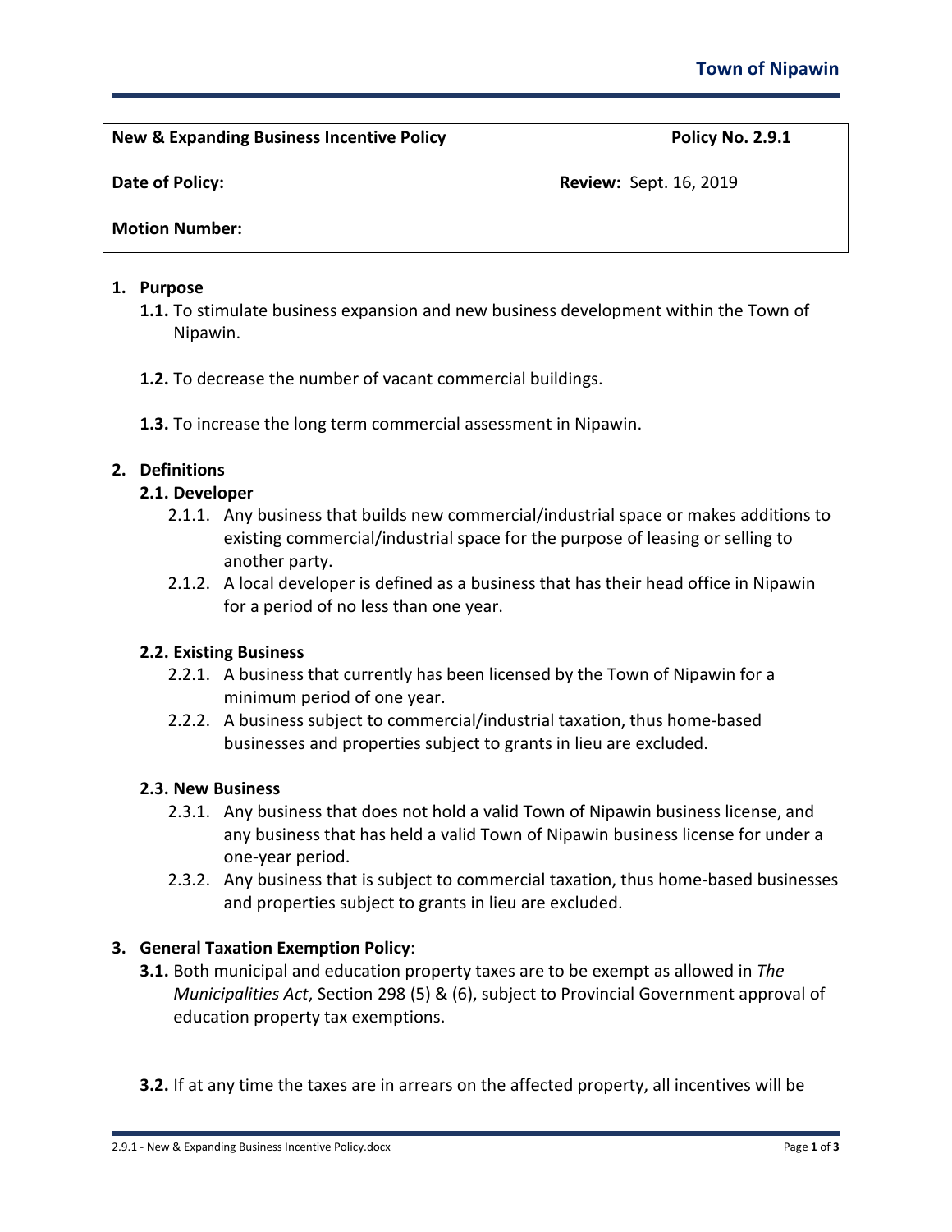| **New & Expanding Business Incentive Policy** | **Policy No. 2.9.1** |
|---|---|
| **Date of Policy:** | **Review:** Sept. 16, 2019 |
| **Motion Number:** | |

## 1. Purpose

**1.1.** To stimulate business expansion and new business development within the Town of Nipawin.

**1.2.** To decrease the number of vacant commercial buildings.

**1.3.** To increase the long term commercial assessment in Nipawin.

## 2. Definitions

### 2.1. Developer

2.1.1. Any business that builds new commercial/industrial space or makes additions to existing commercial/industrial space for the purpose of leasing or selling to another party.

2.1.2. A local developer is defined as a business that has their head office in Nipawin for a period of no less than one year.

### 2.2. Existing Business

2.2.1. A business that currently has been licensed by the Town of Nipawin for a minimum period of one year.

2.2.2. A business subject to commercial/industrial taxation, thus home-based businesses and properties subject to grants in lieu are excluded.

### 2.3. New Business

2.3.1. Any business that does not hold a valid Town of Nipawin business license, and any business that has held a valid Town of Nipawin business license for under a one-year period.

2.3.2. Any business that is subject to commercial taxation, thus home-based businesses and properties subject to grants in lieu are excluded.

## 3. General Taxation Exemption Policy:

**3.1.** Both municipal and education property taxes are to be exempt as allowed in *The Municipalities Act*, Section 298 (5) & (6), subject to Provincial Government approval of education property tax exemptions.

**3.2.** If at any time the taxes are in arrears on the affected property, all incentives will be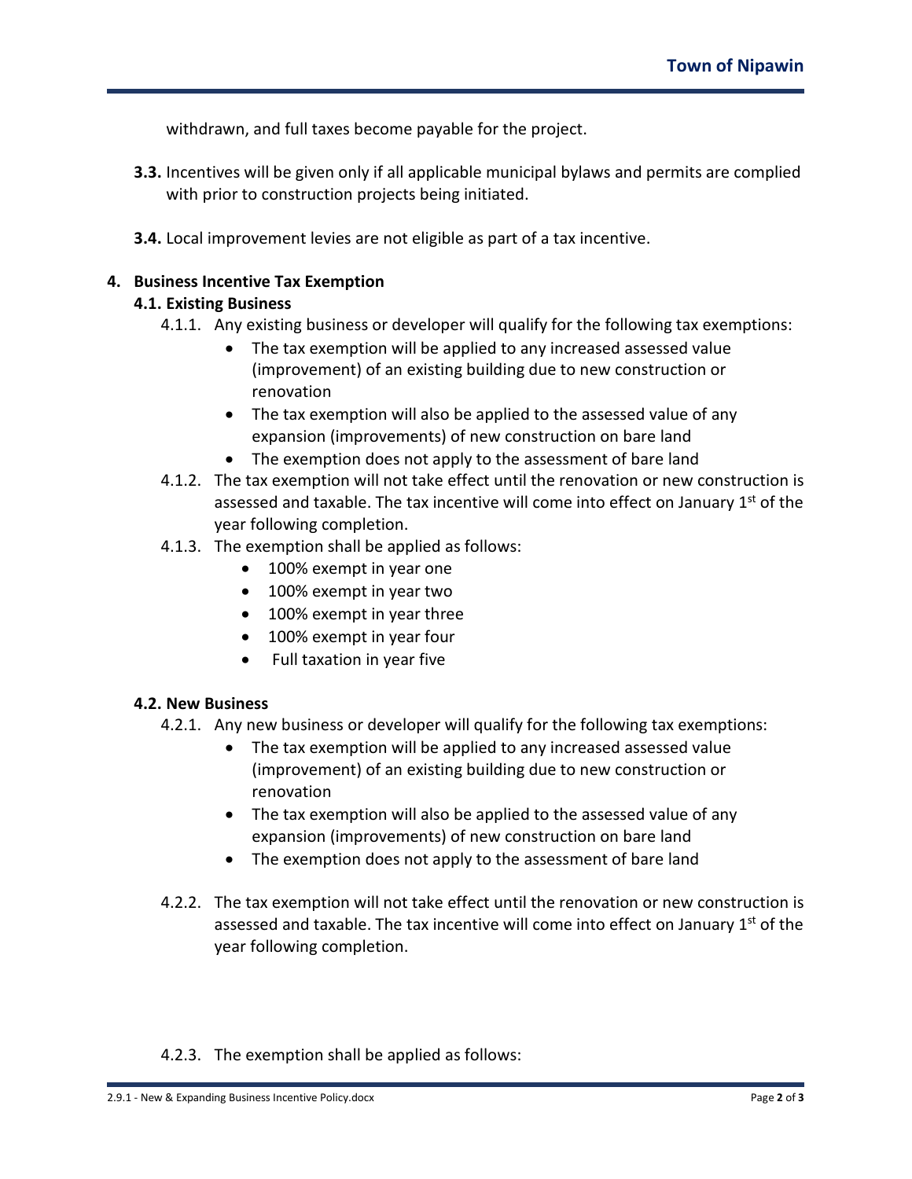withdrawn, and full taxes become payable for the project.

**3.3.** Incentives will be given only if all applicable municipal bylaws and permits are complied with prior to construction projects being initiated.

**3.4.** Local improvement levies are not eligible as part of a tax incentive.

## 4. Business Incentive Tax Exemption

### 4.1. Existing Business

4.1.1. Any existing business or developer will qualify for the following tax exemptions:

- The tax exemption will be applied to any increased assessed value (improvement) of an existing building due to new construction or renovation
- The tax exemption will also be applied to the assessed value of any expansion (improvements) of new construction on bare land
- The exemption does not apply to the assessment of bare land

4.1.2. The tax exemption will not take effect until the renovation or new construction is assessed and taxable. The tax incentive will come into effect on January 1st of the year following completion.

4.1.3. The exemption shall be applied as follows:

- 100% exempt in year one
- 100% exempt in year two
- 100% exempt in year three
- 100% exempt in year four
- Full taxation in year five

### 4.2. New Business

4.2.1. Any new business or developer will qualify for the following tax exemptions:

- The tax exemption will be applied to any increased assessed value (improvement) of an existing building due to new construction or renovation
- The tax exemption will also be applied to the assessed value of any expansion (improvements) of new construction on bare land
- The exemption does not apply to the assessment of bare land

4.2.2. The tax exemption will not take effect until the renovation or new construction is assessed and taxable. The tax incentive will come into effect on January 1st of the year following completion.

4.2.3. The exemption shall be applied as follows: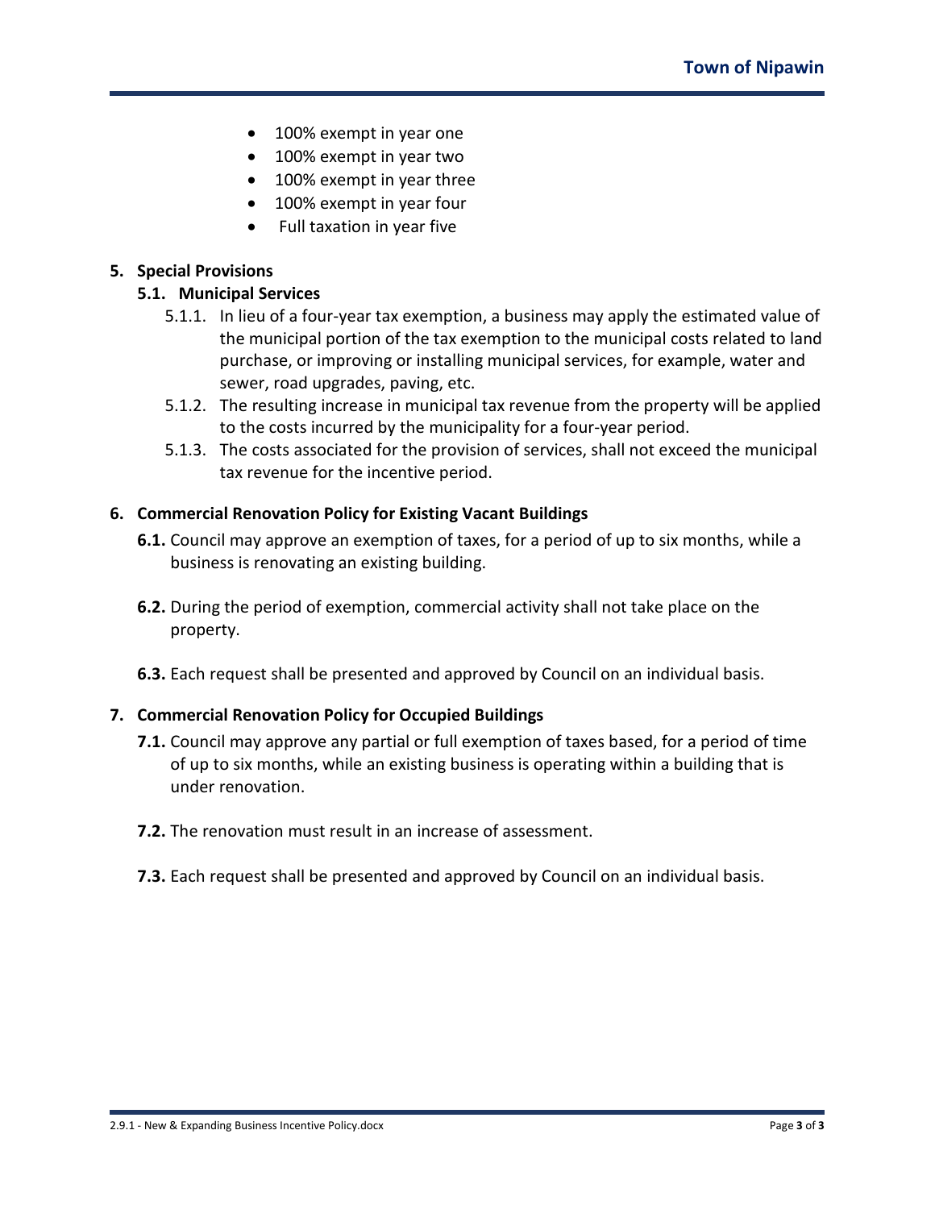- 100% exempt in year one
- 100% exempt in year two
- 100% exempt in year three
- 100% exempt in year four
- Full taxation in year five

## 5. Special Provisions

### 5.1. Municipal Services

5.1.1. In lieu of a four-year tax exemption, a business may apply the estimated value of the municipal portion of the tax exemption to the municipal costs related to land purchase, or improving or installing municipal services, for example, water and sewer, road upgrades, paving, etc.

5.1.2. The resulting increase in municipal tax revenue from the property will be applied to the costs incurred by the municipality for a four-year period.

5.1.3. The costs associated for the provision of services, shall not exceed the municipal tax revenue for the incentive period.

## 6. Commercial Renovation Policy for Existing Vacant Buildings

**6.1.** Council may approve an exemption of taxes, for a period of up to six months, while a business is renovating an existing building.

**6.2.** During the period of exemption, commercial activity shall not take place on the property.

**6.3.** Each request shall be presented and approved by Council on an individual basis.

## 7. Commercial Renovation Policy for Occupied Buildings

**7.1.** Council may approve any partial or full exemption of taxes based, for a period of time of up to six months, while an existing business is operating within a building that is under renovation.

**7.2.** The renovation must result in an increase of assessment.

**7.3.** Each request shall be presented and approved by Council on an individual basis.